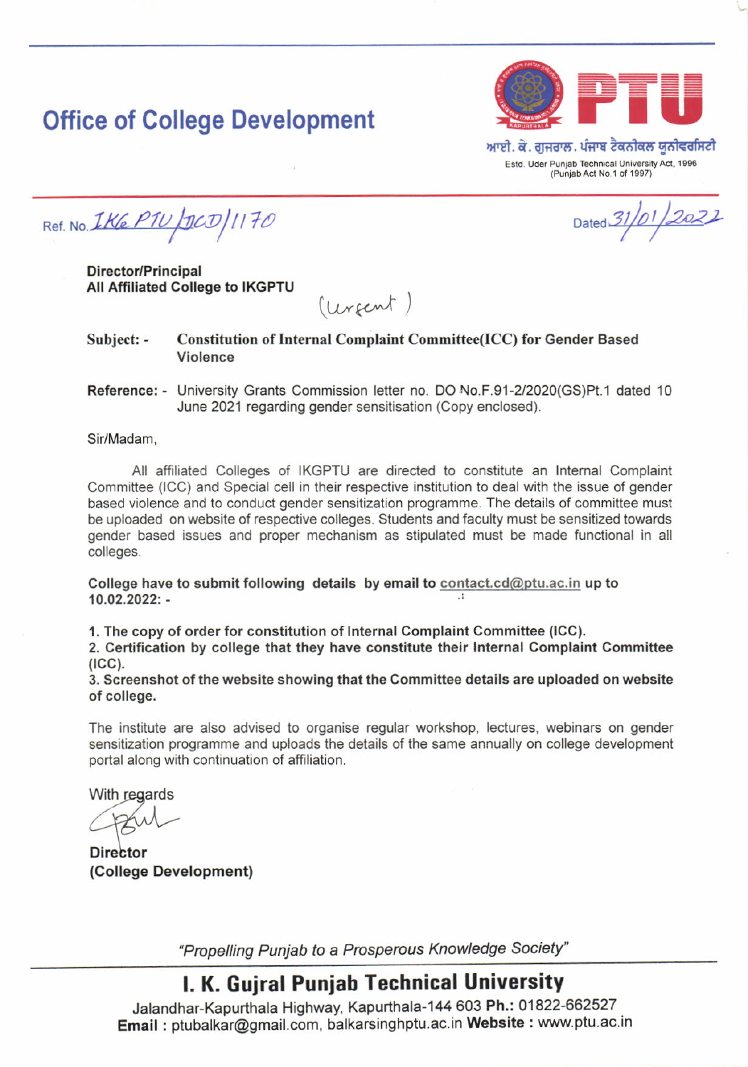# Office of College Development

PTU

ਆਈ. ਕੇ. ਗੁਜਰਾਲ. ਪੰਜਾਬ ਟੈਕਨੀਕਲ ਯੂਨੀਵਰਸਿਟੀ

Estd. Uder Punjab Technical University Act, 1996 (Punjab Act No.1 of 1997)

Ref. No. IKG PTU/DCD/1170

Dated 31/01/2022

**Director/Principal**
**All Affiliated College to IKGPTU**

(Urgent)

**Subject: -** **Constitution of Internal Complaint Committee(ICC) for Gender Based Violence**

**Reference: -** University Grants Commission letter no. DO No.F.91-2/2020(GS)Pt.1 dated 10 June 2021 regarding gender sensitisation (Copy enclosed).

Sir/Madam,

All affiliated Colleges of IKGPTU are directed to constitute an Internal Complaint Committee (ICC) and Special cell in their respective institution to deal with the issue of gender based violence and to conduct gender sensitization programme. The details of committee must be uploaded on website of respective colleges. Students and faculty must be sensitized towards gender based issues and proper mechanism as stipulated must be made functional in all colleges.

**College have to submit following details by email to contact.cd@ptu.ac.in up to 10.02.2022: -**

1. **The copy of order for constitution of Internal Complaint Committee (ICC).**
2. **Certification by college that they have constitute their Internal Complaint Committee (ICC).**
3. **Screenshot of the website showing that the Committee details are uploaded on website of college.**

The institute are also advised to organise regular workshop, lectures, webinars on gender sensitization programme and uploads the details of the same annually on college development portal along with continuation of affiliation.

With regards

**Director**
**(College Development)**

*"Propelling Punjab to a Prosperous Knowledge Society"*

## I. K. Gujral Punjab Technical University

Jalandhar-Kapurthala Highway, Kapurthala-144 603 **Ph.:** 01822-662527
**Email :** ptubalkar@gmail.com, balkarsinghptu.ac.in **Website :** www.ptu.ac.in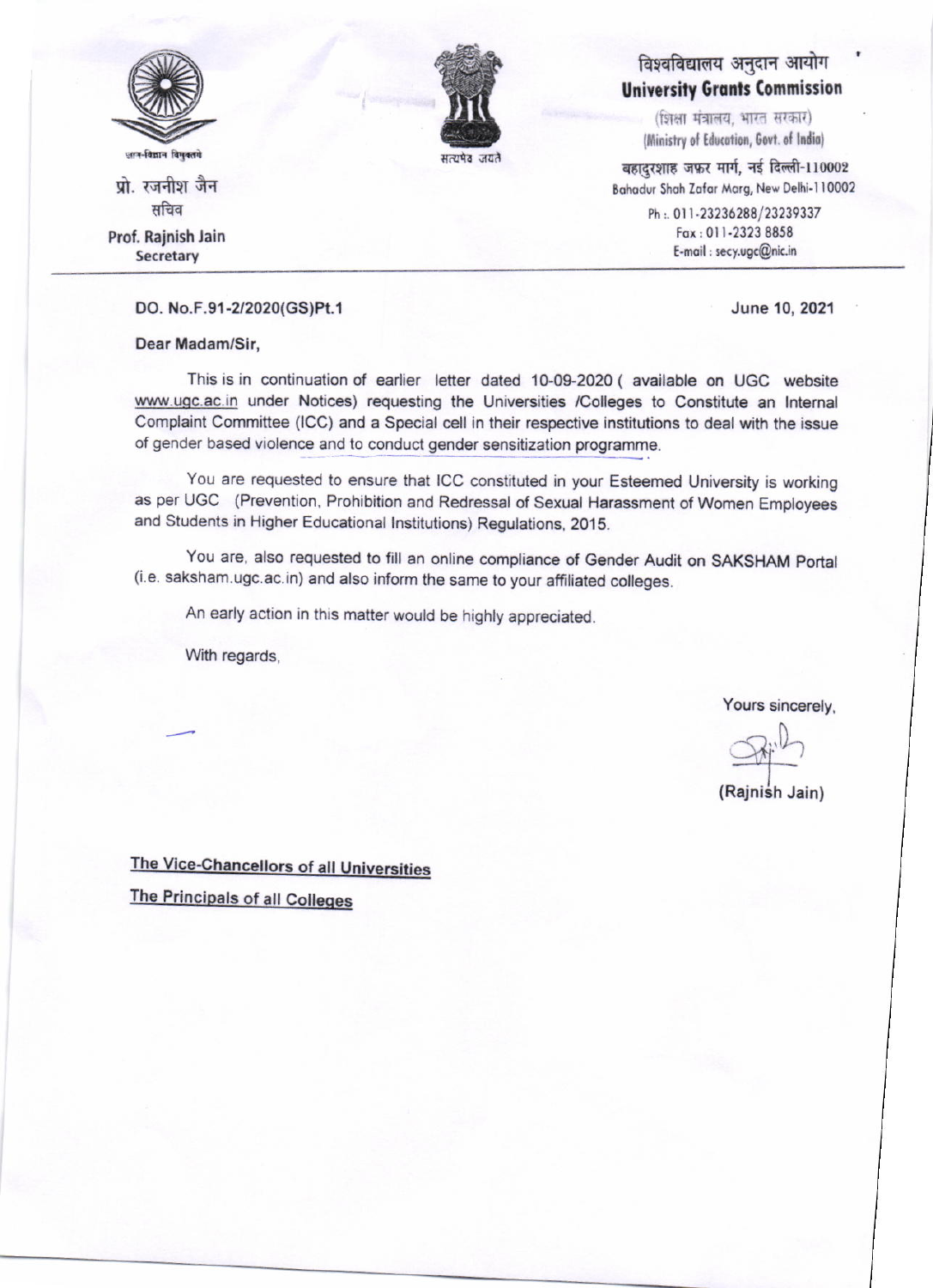ज्ञान-विज्ञान विमुक्तये

प्रो. रजनीश जैन
सचिव

**Prof. Rajnish Jain**
**Secretary**

सत्यमेव जयते

विश्वविद्यालय अनुदान आयोग
**University Grants Commission**
(शिक्षा मंत्रालय, भारत सरकार)
(Ministry of Education, Govt. of India)
बहादुरशाह जफ़र मार्ग, नई दिल्ली-110002
Bahadur Shah Zafar Marg, New Delhi-110002
Ph.: 011-23236288/23239337
Fax : 011-2323 8858
E-mail : secy.ugc@nic.in

---

**DO. No.F.91-2/2020(GS)Pt.1** **June 10, 2021**

**Dear Madam/Sir,**

This is in continuation of earlier letter dated 10-09-2020 ( available on UGC website www.ugc.ac.in under Notices) requesting the Universities /Colleges to Constitute an Internal Complaint Committee (ICC) and a Special cell in their respective institutions to deal with the issue of gender based violence and to conduct gender sensitization programme.

You are requested to ensure that ICC constituted in your Esteemed University is working as per UGC (Prevention, Prohibition and Redressal of Sexual Harassment of Women Employees and Students in Higher Educational Institutions) Regulations, 2015.

You are, also requested to fill an online compliance of Gender Audit on SAKSHAM Portal (i.e. saksham.ugc.ac.in) and also inform the same to your affiliated colleges.

An early action in this matter would be highly appreciated.

With regards,

Yours sincerely,

(Rajnish Jain)

**The Vice-Chancellors of all Universities**

**The Principals of all Colleges**